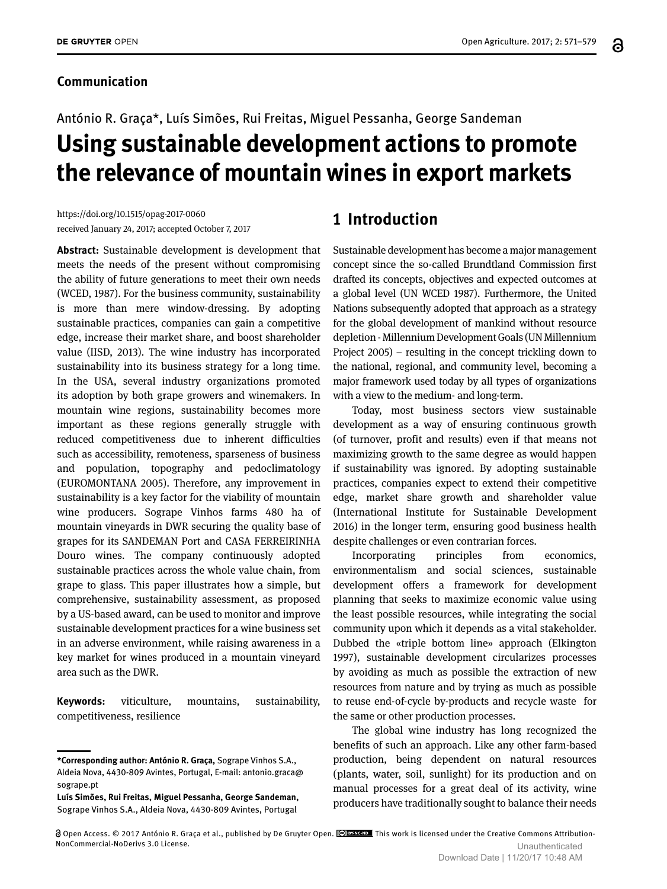**Communication**

António R. Graça*, Luís Simões, Rui Freitas, Miguel Pessanha, George Sandeman

# Using sustainable development actions to promote the relevance of mountain wines in export markets

https://doi.org/10.1515/opag-2017-0060
received January 24, 2017; accepted October 7, 2017

**Abstract:** Sustainable development is development that meets the needs of the present without compromising the ability of future generations to meet their own needs (WCED, 1987). For the business community, sustainability is more than mere window-dressing. By adopting sustainable practices, companies can gain a competitive edge, increase their market share, and boost shareholder value (IISD, 2013). The wine industry has incorporated sustainability into its business strategy for a long time. In the USA, several industry organizations promoted its adoption by both grape growers and winemakers. In mountain wine regions, sustainability becomes more important as these regions generally struggle with reduced competitiveness due to inherent difficulties such as accessibility, remoteness, sparseness of business and population, topography and pedoclimatology (EUROMONTANA 2005). Therefore, any improvement in sustainability is a key factor for the viability of mountain wine producers. Sogrape Vinhos farms 480 ha of mountain vineyards in DWR securing the quality base of grapes for its SANDEMAN Port and CASA FERREIRINHA Douro wines. The company continuously adopted sustainable practices across the whole value chain, from grape to glass. This paper illustrates how a simple, but comprehensive, sustainability assessment, as proposed by a US-based award, can be used to monitor and improve sustainable development practices for a wine business set in an adverse environment, while raising awareness in a key market for wines produced in a mountain vineyard area such as the DWR.

**Keywords:** viticulture, mountains, sustainability, competitiveness, resilience

**\*Corresponding author: António R. Graça,** Sogrape Vinhos S.A., Aldeia Nova, 4430-809 Avintes, Portugal, E-mail: antonio.graca@sogrape.pt

**Luís Simões, Rui Freitas, Miguel Pessanha, George Sandeman,** Sogrape Vinhos S.A., Aldeia Nova, 4430-809 Avintes, Portugal

## 1 Introduction

Sustainable development has become a major management concept since the so-called Brundtland Commission first drafted its concepts, objectives and expected outcomes at a global level (UN WCED 1987). Furthermore, the United Nations subsequently adopted that approach as a strategy for the global development of mankind without resource depletion - Millennium Development Goals (UN Millennium Project 2005) – resulting in the concept trickling down to the national, regional, and community level, becoming a major framework used today by all types of organizations with a view to the medium- and long-term.

Today, most business sectors view sustainable development as a way of ensuring continuous growth (of turnover, profit and results) even if that means not maximizing growth to the same degree as would happen if sustainability was ignored. By adopting sustainable practices, companies expect to extend their competitive edge, market share growth and shareholder value (International Institute for Sustainable Development 2016) in the longer term, ensuring good business health despite challenges or even contrarian forces.

Incorporating principles from economics, environmentalism and social sciences, sustainable development offers a framework for development planning that seeks to maximize economic value using the least possible resources, while integrating the social community upon which it depends as a vital stakeholder. Dubbed the «triple bottom line» approach (Elkington 1997), sustainable development circularizes processes by avoiding as much as possible the extraction of new resources from nature and by trying as much as possible to reuse end-of-cycle by-products and recycle waste for the same or other production processes.

The global wine industry has long recognized the benefits of such an approach. Like any other farm-based production, being dependent on natural resources (plants, water, soil, sunlight) for its production and on manual processes for a great deal of its activity, wine producers have traditionally sought to balance their needs

Open Access. © 2017 António R. Graça et al., published by De Gruyter Open. This work is licensed under the Creative Commons Attribution-NonCommercial-NoDerivs 3.0 License.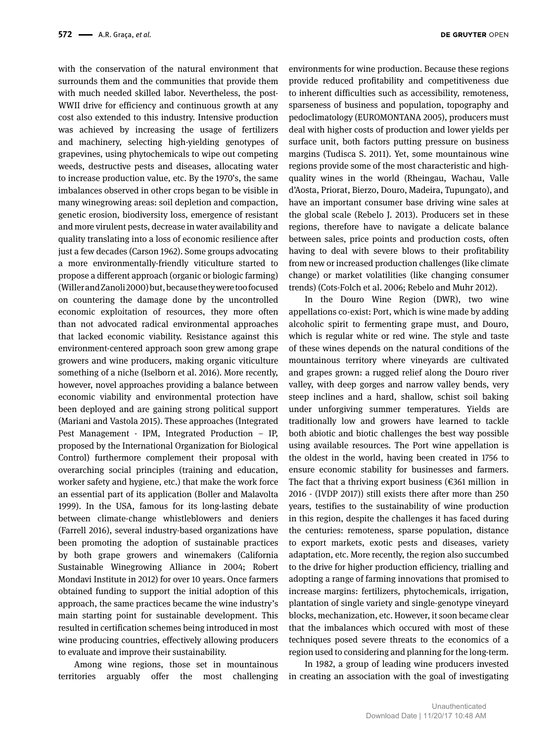with the conservation of the natural environment that surrounds them and the communities that provide them with much needed skilled labor. Nevertheless, the post-WWII drive for efficiency and continuous growth at any cost also extended to this industry. Intensive production was achieved by increasing the usage of fertilizers and machinery, selecting high-yielding genotypes of grapevines, using phytochemicals to wipe out competing weeds, destructive pests and diseases, allocating water to increase production value, etc. By the 1970's, the same imbalances observed in other crops began to be visible in many winegrowing areas: soil depletion and compaction, genetic erosion, biodiversity loss, emergence of resistant and more virulent pests, decrease in water availability and quality translating into a loss of economic resilience after just a few decades (Carson 1962). Some groups advocating a more environmentally-friendly viticulture started to propose a different approach (organic or biologic farming) (Willer and Zanoli 2000) but, because they were too focused on countering the damage done by the uncontrolled economic exploitation of resources, they more often than not advocated radical environmental approaches that lacked economic viability. Resistance against this environment-centered approach soon grew among grape growers and wine producers, making organic viticulture something of a niche (Iselborn et al. 2016). More recently, however, novel approaches providing a balance between economic viability and environmental protection have been deployed and are gaining strong political support (Mariani and Vastola 2015). These approaches (Integrated Pest Management – IPM, Integrated Production – IP, proposed by the International Organization for Biological Control) furthermore complement their proposal with overarching social principles (training and education, worker safety and hygiene, etc.) that make the work force an essential part of its application (Boller and Malavolta 1999). In the USA, famous for its long-lasting debate between climate-change whistleblowers and deniers (Farrell 2016), several industry-based organizations have been promoting the adoption of sustainable practices by both grape growers and winemakers (California Sustainable Winegrowing Alliance in 2004; Robert Mondavi Institute in 2012) for over 10 years. Once farmers obtained funding to support the initial adoption of this approach, the same practices became the wine industry's main starting point for sustainable development. This resulted in certification schemes being introduced in most wine producing countries, effectively allowing producers to evaluate and improve their sustainability.

Among wine regions, those set in mountainous territories arguably offer the most challenging environments for wine production. Because these regions provide reduced profitability and competitiveness due to inherent difficulties such as accessibility, remoteness, sparseness of business and population, topography and pedoclimatology (EUROMONTANA 2005), producers must deal with higher costs of production and lower yields per surface unit, both factors putting pressure on business margins (Tudisca S. 2011). Yet, some mountainous wine regions provide some of the most characteristic and high-quality wines in the world (Rheingau, Wachau, Valle d'Aosta, Priorat, Bierzo, Douro, Madeira, Tupungato), and have an important consumer base driving wine sales at the global scale (Rebelo J. 2013). Producers set in these regions, therefore have to navigate a delicate balance between sales, price points and production costs, often having to deal with severe blows to their profitability from new or increased production challenges (like climate change) or market volatilities (like changing consumer trends) (Cots-Folch et al. 2006; Rebelo and Muhr 2012).

In the Douro Wine Region (DWR), two wine appellations co-exist: Port, which is wine made by adding alcoholic spirit to fermenting grape must, and Douro, which is regular white or red wine. The style and taste of these wines depends on the natural conditions of the mountainous territory where vineyards are cultivated and grapes grown: a rugged relief along the Douro river valley, with deep gorges and narrow valley bends, very steep inclines and a hard, shallow, schist soil baking under unforgiving summer temperatures. Yields are traditionally low and growers have learned to tackle both abiotic and biotic challenges the best way possible using available resources. The Port wine appellation is the oldest in the world, having been created in 1756 to ensure economic stability for businesses and farmers. The fact that a thriving export business (€361 million in 2016 - (IVDP 2017)) still exists there after more than 250 years, testifies to the sustainability of wine production in this region, despite the challenges it has faced during the centuries: remoteness, sparse population, distance to export markets, exotic pests and diseases, variety adaptation, etc. More recently, the region also succumbed to the drive for higher production efficiency, trialling and adopting a range of farming innovations that promised to increase margins: fertilizers, phytochemicals, irrigation, plantation of single variety and single-genotype vineyard blocks, mechanization, etc. However, it soon became clear that the imbalances which occured with most of these techniques posed severe threats to the economics of a region used to considering and planning for the long-term.

In 1982, a group of leading wine producers invested in creating an association with the goal of investigating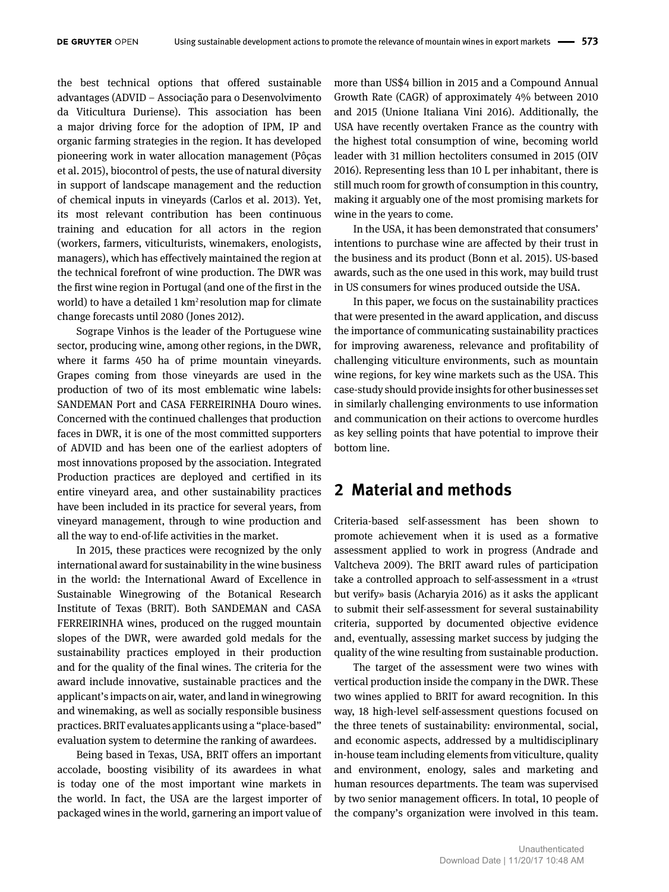the best technical options that offered sustainable advantages (ADVID – Associação para o Desenvolvimento da Viticultura Duriense). This association has been a major driving force for the adoption of IPM, IP and organic farming strategies in the region. It has developed pioneering work in water allocation management (Pôças et al. 2015), biocontrol of pests, the use of natural diversity in support of landscape management and the reduction of chemical inputs in vineyards (Carlos et al. 2013). Yet, its most relevant contribution has been continuous training and education for all actors in the region (workers, farmers, viticulturists, winemakers, enologists, managers), which has effectively maintained the region at the technical forefront of wine production. The DWR was the first wine region in Portugal (and one of the first in the world) to have a detailed 1 $km^2$ resolution map for climate change forecasts until 2080 (Jones 2012).

Sogrape Vinhos is the leader of the Portuguese wine sector, producing wine, among other regions, in the DWR, where it farms 450 ha of prime mountain vineyards. Grapes coming from those vineyards are used in the production of two of its most emblematic wine labels: SANDEMAN Port and CASA FERREIRINHA Douro wines. Concerned with the continued challenges that production faces in DWR, it is one of the most committed supporters of ADVID and has been one of the earliest adopters of most innovations proposed by the association. Integrated Production practices are deployed and certified in its entire vineyard area, and other sustainability practices have been included in its practice for several years, from vineyard management, through to wine production and all the way to end-of-life activities in the market.

In 2015, these practices were recognized by the only international award for sustainability in the wine business in the world: the International Award of Excellence in Sustainable Winegrowing of the Botanical Research Institute of Texas (BRIT). Both SANDEMAN and CASA FERREIRINHA wines, produced on the rugged mountain slopes of the DWR, were awarded gold medals for the sustainability practices employed in their production and for the quality of the final wines. The criteria for the award include innovative, sustainable practices and the applicant's impacts on air, water, and land in winegrowing and winemaking, as well as socially responsible business practices. BRIT evaluates applicants using a "place-based" evaluation system to determine the ranking of awardees.

Being based in Texas, USA, BRIT offers an important accolade, boosting visibility of its awardees in what is today one of the most important wine markets in the world. In fact, the USA are the largest importer of packaged wines in the world, garnering an import value of more than US$4 billion in 2015 and a Compound Annual Growth Rate (CAGR) of approximately 4% between 2010 and 2015 (Unione Italiana Vini 2016). Additionally, the USA have recently overtaken France as the country with the highest total consumption of wine, becoming world leader with 31 million hectoliters consumed in 2015 (OIV 2016). Representing less than 10 L per inhabitant, there is still much room for growth of consumption in this country, making it arguably one of the most promising markets for wine in the years to come.

In the USA, it has been demonstrated that consumers' intentions to purchase wine are affected by their trust in the business and its product (Bonn et al. 2015). US-based awards, such as the one used in this work, may build trust in US consumers for wines produced outside the USA.

In this paper, we focus on the sustainability practices that were presented in the award application, and discuss the importance of communicating sustainability practices for improving awareness, relevance and profitability of challenging viticulture environments, such as mountain wine regions, for key wine markets such as the USA. This case-study should provide insights for other businesses set in similarly challenging environments to use information and communication on their actions to overcome hurdles as key selling points that have potential to improve their bottom line.

## 2 Material and methods

Criteria-based self-assessment has been shown to promote achievement when it is used as a formative assessment applied to work in progress (Andrade and Valtcheva 2009). The BRIT award rules of participation take a controlled approach to self-assessment in a «trust but verify» basis (Acharyia 2016) as it asks the applicant to submit their self-assessment for several sustainability criteria, supported by documented objective evidence and, eventually, assessing market success by judging the quality of the wine resulting from sustainable production.

The target of the assessment were two wines with vertical production inside the company in the DWR. These two wines applied to BRIT for award recognition. In this way, 18 high-level self-assessment questions focused on the three tenets of sustainability: environmental, social, and economic aspects, addressed by a multidisciplinary in-house team including elements from viticulture, quality and environment, enology, sales and marketing and human resources departments. The team was supervised by two senior management officers. In total, 10 people of the company's organization were involved in this team.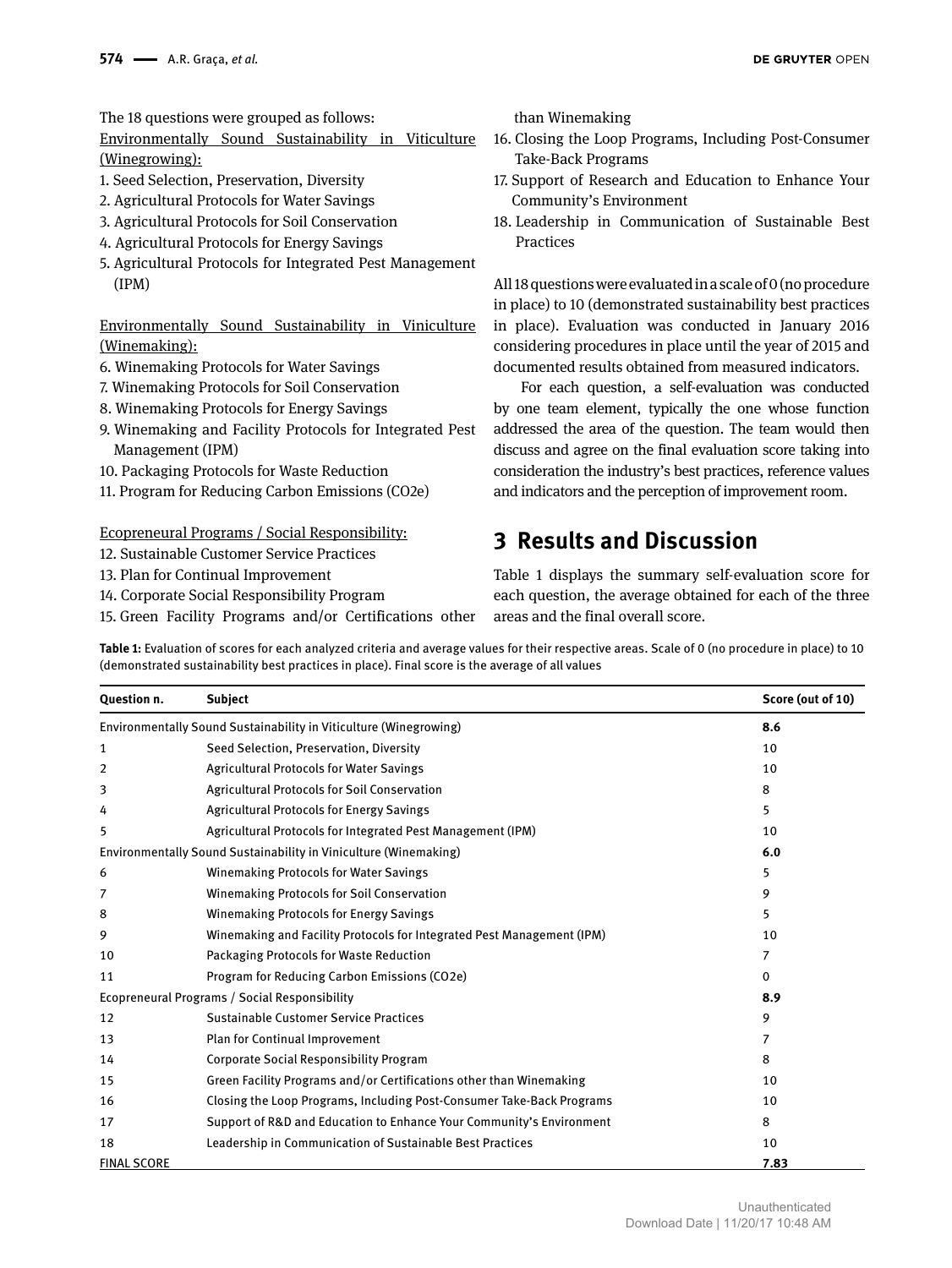The 18 questions were grouped as follows:

Environmentally Sound Sustainability in Viticulture (Winegrowing):

1. Seed Selection, Preservation, Diversity
2. Agricultural Protocols for Water Savings
3. Agricultural Protocols for Soil Conservation
4. Agricultural Protocols for Energy Savings
5. Agricultural Protocols for Integrated Pest Management (IPM)

Environmentally Sound Sustainability in Viniculture (Winemaking):

6. Winemaking Protocols for Water Savings
7. Winemaking Protocols for Soil Conservation
8. Winemaking Protocols for Energy Savings
9. Winemaking and Facility Protocols for Integrated Pest Management (IPM)
10. Packaging Protocols for Waste Reduction
11. Program for Reducing Carbon Emissions (CO2e)

Ecopreneural Programs / Social Responsibility:

12. Sustainable Customer Service Practices
13. Plan for Continual Improvement
14. Corporate Social Responsibility Program
15. Green Facility Programs and/or Certifications other than Winemaking
16. Closing the Loop Programs, Including Post-Consumer Take-Back Programs
17. Support of Research and Education to Enhance Your Community's Environment
18. Leadership in Communication of Sustainable Best Practices

All 18 questions were evaluated in a scale of 0 (no procedure in place) to 10 (demonstrated sustainability best practices in place). Evaluation was conducted in January 2016 considering procedures in place until the year of 2015 and documented results obtained from measured indicators.

For each question, a self-evaluation was conducted by one team element, typically the one whose function addressed the area of the question. The team would then discuss and agree on the final evaluation score taking into consideration the industry's best practices, reference values and indicators and the perception of improvement room.

## 3 Results and Discussion

Table 1 displays the summary self-evaluation score for each question, the average obtained for each of the three areas and the final overall score.

**Table 1:** Evaluation of scores for each analyzed criteria and average values for their respective areas. Scale of 0 (no procedure in place) to 10 (demonstrated sustainability best practices in place). Final score is the average of all values

| Question n. | Subject | Score (out of 10) |
|---|---|---|
| Environmentally Sound Sustainability in Viticulture (Winegrowing) | | **8.6** |
| 1 | Seed Selection, Preservation, Diversity | 10 |
| 2 | Agricultural Protocols for Water Savings | 10 |
| 3 | Agricultural Protocols for Soil Conservation | 8 |
| 4 | Agricultural Protocols for Energy Savings | 5 |
| 5 | Agricultural Protocols for Integrated Pest Management (IPM) | 10 |
| Environmentally Sound Sustainability in Viniculture (Winemaking) | | **6.0** |
| 6 | Winemaking Protocols for Water Savings | 5 |
| 7 | Winemaking Protocols for Soil Conservation | 9 |
| 8 | Winemaking Protocols for Energy Savings | 5 |
| 9 | Winemaking and Facility Protocols for Integrated Pest Management (IPM) | 10 |
| 10 | Packaging Protocols for Waste Reduction | 7 |
| 11 | Program for Reducing Carbon Emissions (CO2e) | 0 |
| Ecopreneural Programs / Social Responsibility | | **8.9** |
| 12 | Sustainable Customer Service Practices | 9 |
| 13 | Plan for Continual Improvement | 7 |
| 14 | Corporate Social Responsibility Program | 8 |
| 15 | Green Facility Programs and/or Certifications other than Winemaking | 10 |
| 16 | Closing the Loop Programs, Including Post-Consumer Take-Back Programs | 10 |
| 17 | Support of R&D and Education to Enhance Your Community's Environment | 8 |
| 18 | Leadership in Communication of Sustainable Best Practices | 10 |
| FINAL SCORE | | **7.83** |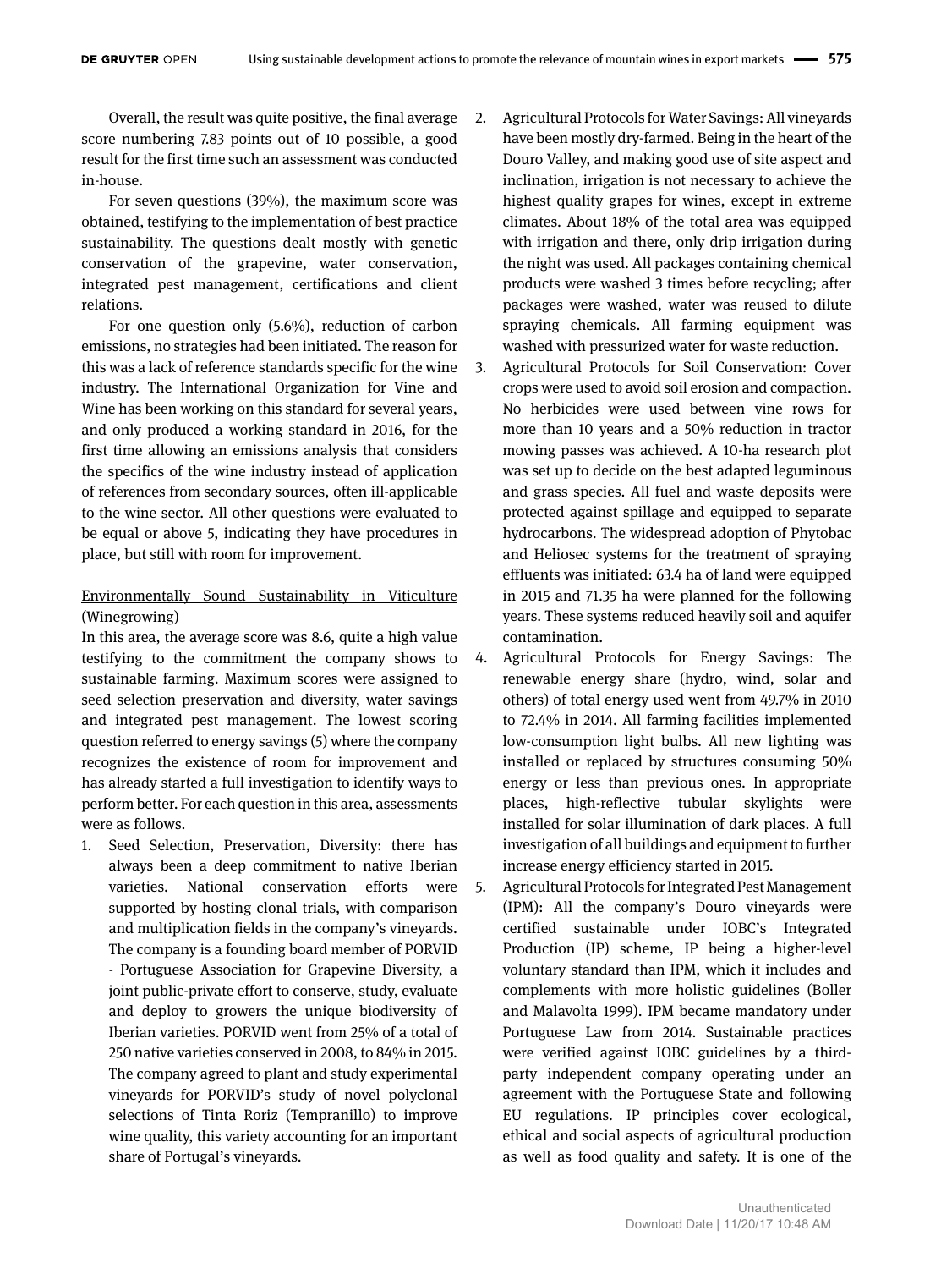Overall, the result was quite positive, the final average score numbering 7.83 points out of 10 possible, a good result for the first time such an assessment was conducted in-house.

For seven questions (39%), the maximum score was obtained, testifying to the implementation of best practice sustainability. The questions dealt mostly with genetic conservation of the grapevine, water conservation, integrated pest management, certifications and client relations.

For one question only (5.6%), reduction of carbon emissions, no strategies had been initiated. The reason for this was a lack of reference standards specific for the wine industry. The International Organization for Vine and Wine has been working on this standard for several years, and only produced a working standard in 2016, for the first time allowing an emissions analysis that considers the specifics of the wine industry instead of application of references from secondary sources, often ill-applicable to the wine sector. All other questions were evaluated to be equal or above 5, indicating they have procedures in place, but still with room for improvement.

Environmentally Sound Sustainability in Viticulture (Winegrowing)

In this area, the average score was 8.6, quite a high value testifying to the commitment the company shows to sustainable farming. Maximum scores were assigned to seed selection preservation and diversity, water savings and integrated pest management. The lowest scoring question referred to energy savings (5) where the company recognizes the existence of room for improvement and has already started a full investigation to identify ways to perform better. For each question in this area, assessments were as follows.

1. Seed Selection, Preservation, Diversity: there has always been a deep commitment to native Iberian varieties. National conservation efforts were supported by hosting clonal trials, with comparison and multiplication fields in the company's vineyards. The company is a founding board member of PORVID - Portuguese Association for Grapevine Diversity, a joint public-private effort to conserve, study, evaluate and deploy to growers the unique biodiversity of Iberian varieties. PORVID went from 25% of a total of 250 native varieties conserved in 2008, to 84% in 2015. The company agreed to plant and study experimental vineyards for PORVID's study of novel polyclonal selections of Tinta Roriz (Tempranillo) to improve wine quality, this variety accounting for an important share of Portugal's vineyards.
2. Agricultural Protocols for Water Savings: All vineyards have been mostly dry-farmed. Being in the heart of the Douro Valley, and making good use of site aspect and inclination, irrigation is not necessary to achieve the highest quality grapes for wines, except in extreme climates. About 18% of the total area was equipped with irrigation and there, only drip irrigation during the night was used. All packages containing chemical products were washed 3 times before recycling; after packages were washed, water was reused to dilute spraying chemicals. All farming equipment was washed with pressurized water for waste reduction.
3. Agricultural Protocols for Soil Conservation: Cover crops were used to avoid soil erosion and compaction. No herbicides were used between vine rows for more than 10 years and a 50% reduction in tractor mowing passes was achieved. A 10-ha research plot was set up to decide on the best adapted leguminous and grass species. All fuel and waste deposits were protected against spillage and equipped to separate hydrocarbons. The widespread adoption of Phytobac and Heliosec systems for the treatment of spraying effluents was initiated: 63.4 ha of land were equipped in 2015 and 71.35 ha were planned for the following years. These systems reduced heavily soil and aquifer contamination.
4. Agricultural Protocols for Energy Savings: The renewable energy share (hydro, wind, solar and others) of total energy used went from 49.7% in 2010 to 72.4% in 2014. All farming facilities implemented low-consumption light bulbs. All new lighting was installed or replaced by structures consuming 50% energy or less than previous ones. In appropriate places, high-reflective tubular skylights were installed for solar illumination of dark places. A full investigation of all buildings and equipment to further increase energy efficiency started in 2015.
5. Agricultural Protocols for Integrated Pest Management (IPM): All the company's Douro vineyards were certified sustainable under IOBC's Integrated Production (IP) scheme, IP being a higher-level voluntary standard than IPM, which it includes and complements with more holistic guidelines (Boller and Malavolta 1999). IPM became mandatory under Portuguese Law from 2014. Sustainable practices were verified against IOBC guidelines by a third-party independent company operating under an agreement with the Portuguese State and following EU regulations. IP principles cover ecological, ethical and social aspects of agricultural production as well as food quality and safety. It is one of the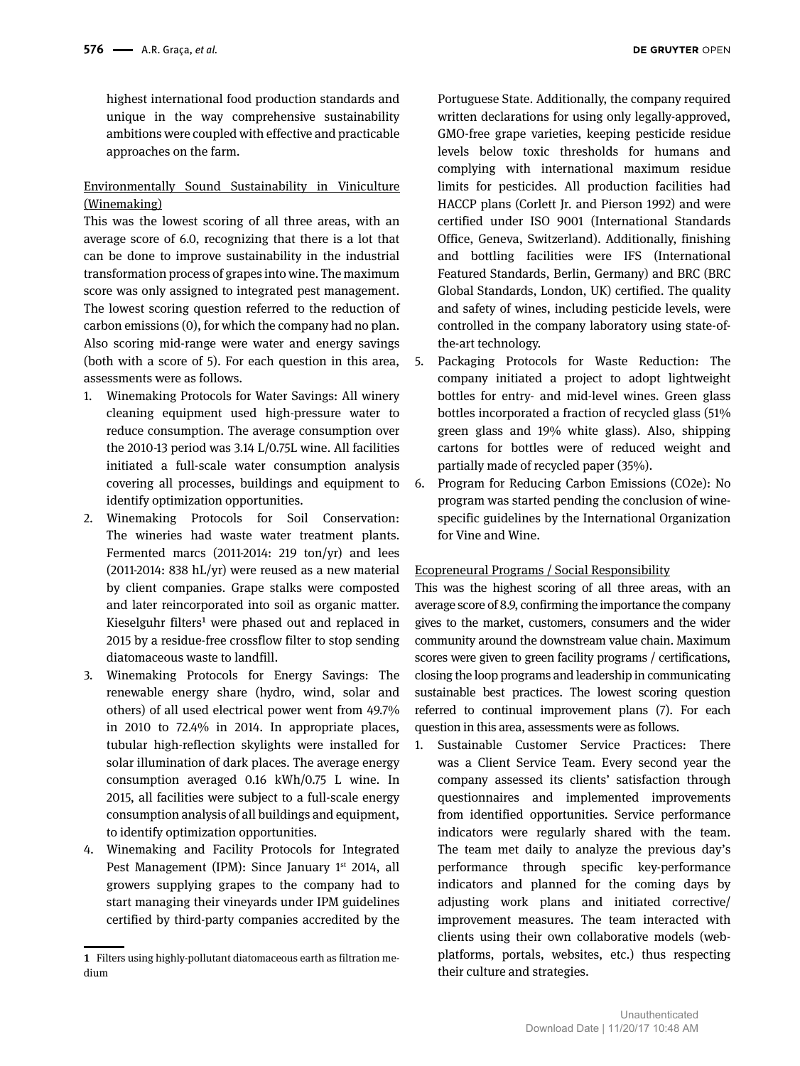highest international food production standards and unique in the way comprehensive sustainability ambitions were coupled with effective and practicable approaches on the farm.

Environmentally Sound Sustainability in Viniculture (Winemaking)

This was the lowest scoring of all three areas, with an average score of 6.0, recognizing that there is a lot that can be done to improve sustainability in the industrial transformation process of grapes into wine. The maximum score was only assigned to integrated pest management. The lowest scoring question referred to the reduction of carbon emissions (0), for which the company had no plan. Also scoring mid-range were water and energy savings (both with a score of 5). For each question in this area, assessments were as follows.

1. Winemaking Protocols for Water Savings: All winery cleaning equipment used high-pressure water to reduce consumption. The average consumption over the 2010-13 period was 3.14 L/0.75L wine. All facilities initiated a full-scale water consumption analysis covering all processes, buildings and equipment to identify optimization opportunities.
2. Winemaking Protocols for Soil Conservation: The wineries had waste water treatment plants. Fermented marcs (2011-2014: 219 ton/yr) and lees (2011-2014: 838 hL/yr) were reused as a new material by client companies. Grape stalks were composted and later reincorporated into soil as organic matter. Kieselguhr filters[1] were phased out and replaced in 2015 by a residue-free crossflow filter to stop sending diatomaceous waste to landfill.
3. Winemaking Protocols for Energy Savings: The renewable energy share (hydro, wind, solar and others) of all used electrical power went from 49.7% in 2010 to 72.4% in 2014. In appropriate places, tubular high-reflection skylights were installed for solar illumination of dark places. The average energy consumption averaged 0.16 kWh/0.75 L wine. In 2015, all facilities were subject to a full-scale energy consumption analysis of all buildings and equipment, to identify optimization opportunities.
4. Winemaking and Facility Protocols for Integrated Pest Management (IPM): Since January 1st 2014, all growers supplying grapes to the company had to start managing their vineyards under IPM guidelines certified by third-party companies accredited by the Portuguese State. Additionally, the company required written declarations for using only legally-approved, GMO-free grape varieties, keeping pesticide residue levels below toxic thresholds for humans and complying with international maximum residue limits for pesticides. All production facilities had HACCP plans (Corlett Jr. and Pierson 1992) and were certified under ISO 9001 (International Standards Office, Geneva, Switzerland). Additionally, finishing and bottling facilities were IFS (International Featured Standards, Berlin, Germany) and BRC (BRC Global Standards, London, UK) certified. The quality and safety of wines, including pesticide levels, were controlled in the company laboratory using state-of-the-art technology.
5. Packaging Protocols for Waste Reduction: The company initiated a project to adopt lightweight bottles for entry- and mid-level wines. Green glass bottles incorporated a fraction of recycled glass (51% green glass and 19% white glass). Also, shipping cartons for bottles were of reduced weight and partially made of recycled paper (35%).
6. Program for Reducing Carbon Emissions ($CO_2e$): No program was started pending the conclusion of wine-specific guidelines by the International Organization for Vine and Wine.

Ecopreneural Programs / Social Responsibility

This was the highest scoring of all three areas, with an average score of 8.9, confirming the importance the company gives to the market, customers, consumers and the wider community around the downstream value chain. Maximum scores were given to green facility programs / certifications, closing the loop programs and leadership in communicating sustainable best practices. The lowest scoring question referred to continual improvement plans (7). For each question in this area, assessments were as follows.

1. Sustainable Customer Service Practices: There was a Client Service Team. Every second year the company assessed its clients' satisfaction through questionnaires and implemented improvements from identified opportunities. Service performance indicators were regularly shared with the team. The team met daily to analyze the previous day's performance through specific key-performance indicators and planned for the coming days by adjusting work plans and initiated corrective/improvement measures. The team interacted with clients using their own collaborative models (web-platforms, portals, websites, etc.) thus respecting their culture and strategies.

[1] Filters using highly-pollutant diatomaceous earth as filtration medium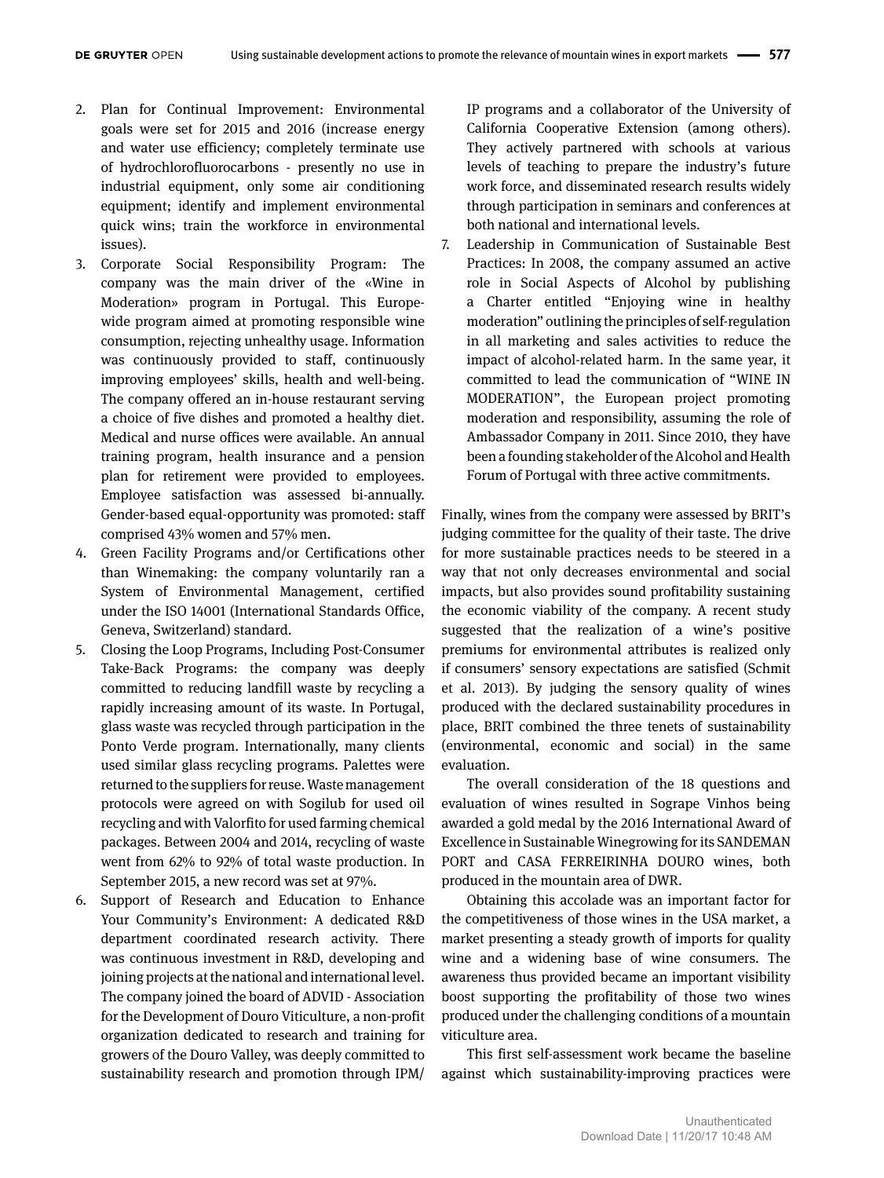2. Plan for Continual Improvement: Environmental goals were set for 2015 and 2016 (increase energy and water use efficiency; completely terminate use of hydrochlorofluorocarbons - presently no use in industrial equipment, only some air conditioning equipment; identify and implement environmental quick wins; train the workforce in environmental issues).
3. Corporate Social Responsibility Program: The company was the main driver of the «Wine in Moderation» program in Portugal. This Europe-wide program aimed at promoting responsible wine consumption, rejecting unhealthy usage. Information was continuously provided to staff, continuously improving employees' skills, health and well-being. The company offered an in-house restaurant serving a choice of five dishes and promoted a healthy diet. Medical and nurse offices were available. An annual training program, health insurance and a pension plan for retirement were provided to employees. Employee satisfaction was assessed bi-annually. Gender-based equal-opportunity was promoted: staff comprised 43% women and 57% men.
4. Green Facility Programs and/or Certifications other than Winemaking: the company voluntarily ran a System of Environmental Management, certified under the ISO 14001 (International Standards Office, Geneva, Switzerland) standard.
5. Closing the Loop Programs, Including Post-Consumer Take-Back Programs: the company was deeply committed to reducing landfill waste by recycling a rapidly increasing amount of its waste. In Portugal, glass waste was recycled through participation in the Ponto Verde program. Internationally, many clients used similar glass recycling programs. Palettes were returned to the suppliers for reuse. Waste management protocols were agreed on with Sogilub for used oil recycling and with Valorfito for used farming chemical packages. Between 2004 and 2014, recycling of waste went from 62% to 92% of total waste production. In September 2015, a new record was set at 97%.
6. Support of Research and Education to Enhance Your Community's Environment: A dedicated R&D department coordinated research activity. There was continuous investment in R&D, developing and joining projects at the national and international level. The company joined the board of ADVID - Association for the Development of Douro Viticulture, a non-profit organization dedicated to research and training for growers of the Douro Valley, was deeply committed to sustainability research and promotion through IPM/IP programs and a collaborator of the University of California Cooperative Extension (among others). They actively partnered with schools at various levels of teaching to prepare the industry's future work force, and disseminated research results widely through participation in seminars and conferences at both national and international levels.
7. Leadership in Communication of Sustainable Best Practices: In 2008, the company assumed an active role in Social Aspects of Alcohol by publishing a Charter entitled "Enjoying wine in healthy moderation" outlining the principles of self-regulation in all marketing and sales activities to reduce the impact of alcohol-related harm. In the same year, it committed to lead the communication of "WINE IN MODERATION", the European project promoting moderation and responsibility, assuming the role of Ambassador Company in 2011. Since 2010, they have been a founding stakeholder of the Alcohol and Health Forum of Portugal with three active commitments.

Finally, wines from the company were assessed by BRIT's judging committee for the quality of their taste. The drive for more sustainable practices needs to be steered in a way that not only decreases environmental and social impacts, but also provides sound profitability sustaining the economic viability of the company. A recent study suggested that the realization of a wine's positive premiums for environmental attributes is realized only if consumers' sensory expectations are satisfied (Schmit et al. 2013). By judging the sensory quality of wines produced with the declared sustainability procedures in place, BRIT combined the three tenets of sustainability (environmental, economic and social) in the same evaluation.

The overall consideration of the 18 questions and evaluation of wines resulted in Sogrape Vinhos being awarded a gold medal by the 2016 International Award of Excellence in Sustainable Winegrowing for its SANDEMAN PORT and CASA FERREIRINHA DOURO wines, both produced in the mountain area of DWR.

Obtaining this accolade was an important factor for the competitiveness of those wines in the USA market, a market presenting a steady growth of imports for quality wine and a widening base of wine consumers. The awareness thus provided became an important visibility boost supporting the profitability of those two wines produced under the challenging conditions of a mountain viticulture area.

This first self-assessment work became the baseline against which sustainability-improving practices were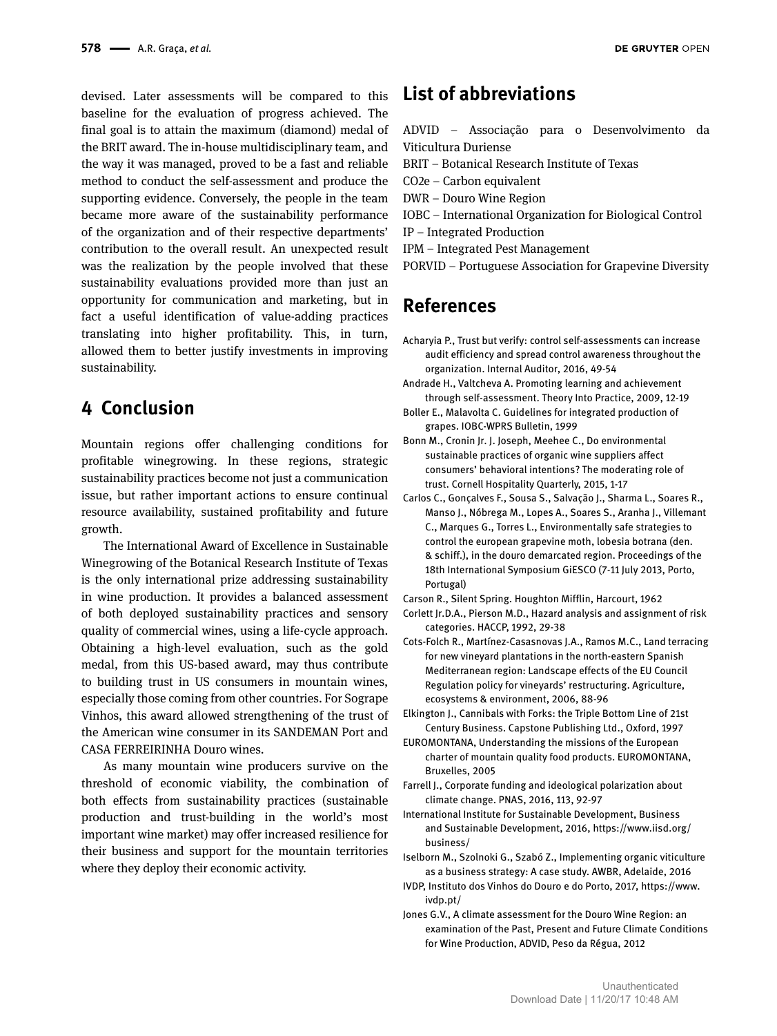devised. Later assessments will be compared to this baseline for the evaluation of progress achieved. The final goal is to attain the maximum (diamond) medal of the BRIT award. The in-house multidisciplinary team, and the way it was managed, proved to be a fast and reliable method to conduct the self-assessment and produce the supporting evidence. Conversely, the people in the team became more aware of the sustainability performance of the organization and of their respective departments' contribution to the overall result. An unexpected result was the realization by the people involved that these sustainability evaluations provided more than just an opportunity for communication and marketing, but in fact a useful identification of value-adding practices translating into higher profitability. This, in turn, allowed them to better justify investments in improving sustainability.

## 4 Conclusion

Mountain regions offer challenging conditions for profitable winegrowing. In these regions, strategic sustainability practices become not just a communication issue, but rather important actions to ensure continual resource availability, sustained profitability and future growth.

The International Award of Excellence in Sustainable Winegrowing of the Botanical Research Institute of Texas is the only international prize addressing sustainability in wine production. It provides a balanced assessment of both deployed sustainability practices and sensory quality of commercial wines, using a life-cycle approach. Obtaining a high-level evaluation, such as the gold medal, from this US-based award, may thus contribute to building trust in US consumers in mountain wines, especially those coming from other countries. For Sogrape Vinhos, this award allowed strengthening of the trust of the American wine consumer in its SANDEMAN Port and CASA FERREIRINHA Douro wines.

As many mountain wine producers survive on the threshold of economic viability, the combination of both effects from sustainability practices (sustainable production and trust-building in the world's most important wine market) may offer increased resilience for their business and support for the mountain territories where they deploy their economic activity.

## List of abbreviations

ADVID – Associação para o Desenvolvimento da Viticultura Duriense
BRIT – Botanical Research Institute of Texas
CO2e – Carbon equivalent
DWR – Douro Wine Region
IOBC – International Organization for Biological Control
IP – Integrated Production
IPM – Integrated Pest Management
PORVID – Portuguese Association for Grapevine Diversity

## References

Acharyia P., Trust but verify: control self-assessments can increase audit efficiency and spread control awareness throughout the organization. Internal Auditor, 2016, 49-54

Andrade H., Valtcheva A. Promoting learning and achievement through self-assessment. Theory Into Practice, 2009, 12-19

Boller E., Malavolta C. Guidelines for integrated production of grapes. IOBC-WPRS Bulletin, 1999

Bonn M., Cronin Jr. J. Joseph, Meehee C., Do environmental sustainable practices of organic wine suppliers affect consumers' behavioral intentions? The moderating role of trust. Cornell Hospitality Quarterly, 2015, 1-17

Carlos C., Gonçalves F., Sousa S., Salvação J., Sharma L., Soares R., Manso J., Nóbrega M., Lopes A., Soares S., Aranha J., Villemant C., Marques G., Torres L., Environmentally safe strategies to control the european grapevine moth, lobesia botrana (den. & schiff.), in the douro demarcated region. Proceedings of the 18th International Symposium GiESCO (7-11 July 2013, Porto, Portugal)

Carson R., Silent Spring. Houghton Mifflin, Harcourt, 1962

Corlett Jr.D.A., Pierson M.D., Hazard analysis and assignment of risk categories. HACCP, 1992, 29-38

Cots-Folch R., Martínez-Casasnovas J.A., Ramos M.C., Land terracing for new vineyard plantations in the north-eastern Spanish Mediterranean region: Landscape effects of the EU Council Regulation policy for vineyards' restructuring. Agriculture, ecosystems & environment, 2006, 88-96

Elkington J., Cannibals with Forks: the Triple Bottom Line of 21st Century Business. Capstone Publishing Ltd., Oxford, 1997

EUROMONTANA, Understanding the missions of the European charter of mountain quality food products. EUROMONTANA, Bruxelles, 2005

Farrell J., Corporate funding and ideological polarization about climate change. PNAS, 2016, 113, 92-97

International Institute for Sustainable Development, Business and Sustainable Development, 2016, https://www.iisd.org/business/

Iselborn M., Szolnoki G., Szabó Z., Implementing organic viticulture as a business strategy: A case study. AWBR, Adelaide, 2016

IVDP, Instituto dos Vinhos do Douro e do Porto, 2017, https://www.ivdp.pt/

Jones G.V., A climate assessment for the Douro Wine Region: an examination of the Past, Present and Future Climate Conditions for Wine Production, ADVID, Peso da Régua, 2012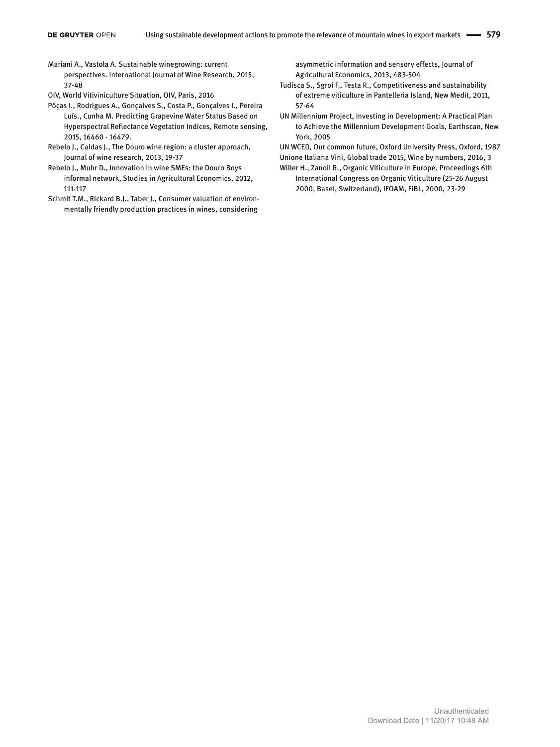Mariani A., Vastola A. Sustainable winegrowing: current perspectives. International Journal of Wine Research, 2015, 37-48

OIV, World Vitiviniculture Situation, OIV, Paris, 2016

Pôças I., Rodrigues A., Gonçalves S., Costa P., Gonçalves I., Pereira Luís., Cunha M. Predicting Grapevine Water Status Based on Hyperspectral Reflectance Vegetation Indices, Remote sensing, 2015, 16460 - 16479.

Rebelo J., Caldas J., The Douro wine region: a cluster approach, Journal of wine research, 2013, 19-37

Rebelo J., Muhr D., Innovation in wine SMEs: the Douro Boys informal network, Studies in Agricultural Economics, 2012, 111-117

Schmit T.M., Rickard B.J., Taber J., Consumer valuation of environmentally friendly production practices in wines, considering asymmetric information and sensory effects, Journal of Agricultural Economics, 2013, 483-504

Tudisca S., Sgroi F., Testa R., Competitiveness and sustainability of extreme viticulture in Pantelleria Island, New Medit, 2011, 57-64

UN Millennium Project, Investing in Development: A Practical Plan to Achieve the Millennium Development Goals, Earthscan, New York, 2005

UN WCED, Our common future, Oxford University Press, Oxford, 1987

Unione Italiana Vini, Global trade 2015, Wine by numbers, 2016, 3

Willer H., Zanoli R., Organic Viticulture in Europe. Proceedings 6th International Congress on Organic Viticulture (25-26 August 2000, Basel, Switzerland), IFOAM, FiBL, 2000, 23-29